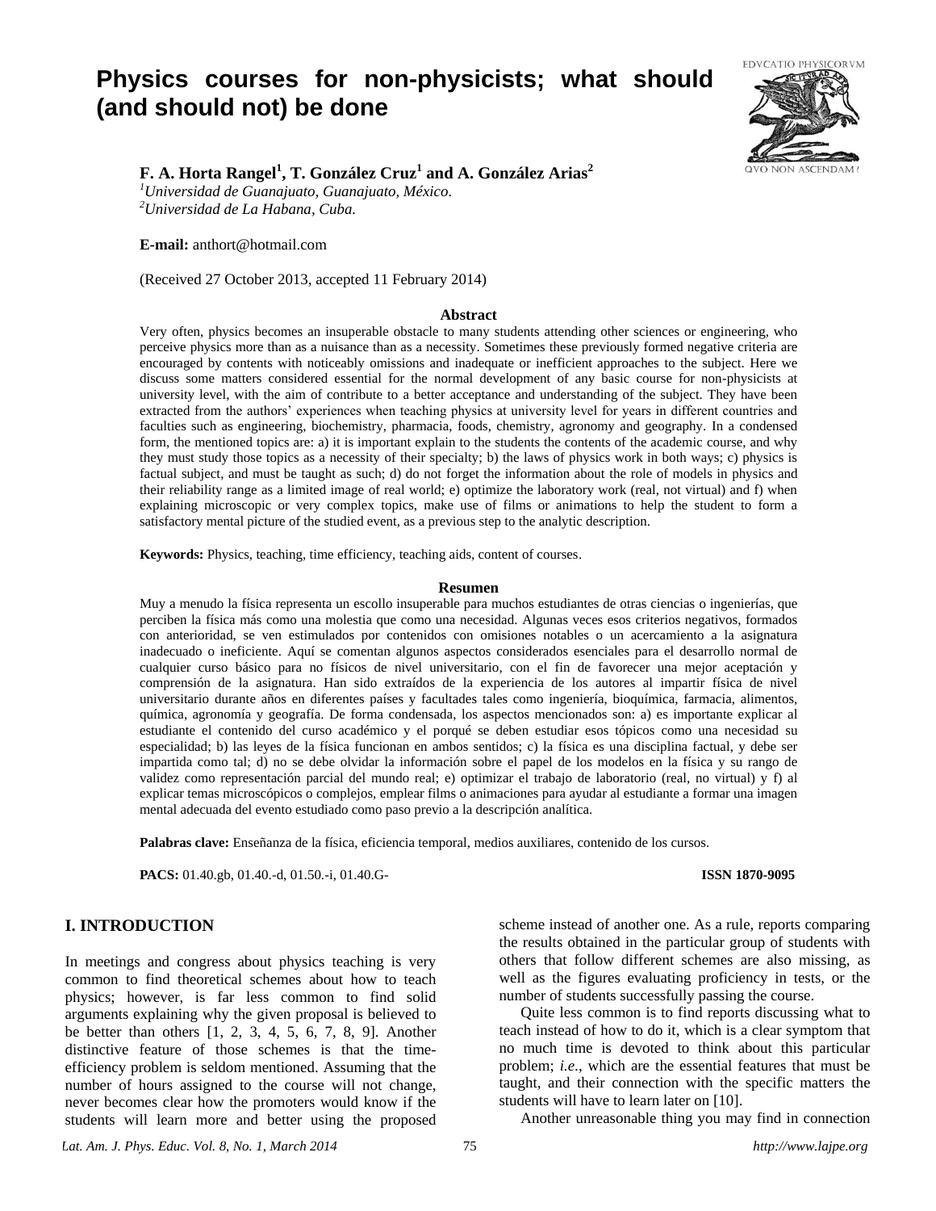# Physics courses for non-physicists; what should (and should not) be done

**F. A. Horta Rangel[1], T. González Cruz[1] and A. González Arias[2]**

[1]*Universidad de Guanajuato, Guanajuato, México.*
[2]*Universidad de La Habana, Cuba.*

**E-mail:** anthort@hotmail.com

(Received 27 October 2013, accepted 11 February 2014)

### Abstract

Very often, physics becomes an insuperable obstacle to many students attending other sciences or engineering, who perceive physics more than as a nuisance than as a necessity. Sometimes these previously formed negative criteria are encouraged by contents with noticeably omissions and inadequate or inefficient approaches to the subject. Here we discuss some matters considered essential for the normal development of any basic course for non-physicists at university level, with the aim of contribute to a better acceptance and understanding of the subject. They have been extracted from the authors' experiences when teaching physics at university level for years in different countries and faculties such as engineering, biochemistry, pharmacia, foods, chemistry, agronomy and geography. In a condensed form, the mentioned topics are: a) it is important explain to the students the contents of the academic course, and why they must study those topics as a necessity of their specialty; b) the laws of physics work in both ways; c) physics is factual subject, and must be taught as such; d) do not forget the information about the role of models in physics and their reliability range as a limited image of real world; e) optimize the laboratory work (real, not virtual) and f) when explaining microscopic or very complex topics, make use of films or animations to help the student to form a satisfactory mental picture of the studied event, as a previous step to the analytic description.

**Keywords:** Physics, teaching, time efficiency, teaching aids, content of courses.

### Resumen

Muy a menudo la física representa un escollo insuperable para muchos estudiantes de otras ciencias o ingenierías, que perciben la física más como una molestia que como una necesidad. Algunas veces esos criterios negativos, formados con anterioridad, se ven estimulados por contenidos con omisiones notables o un acercamiento a la asignatura inadecuado o ineficiente. Aquí se comentan algunos aspectos considerados esenciales para el desarrollo normal de cualquier curso básico para no físicos de nivel universitario, con el fin de favorecer una mejor aceptación y comprensión de la asignatura. Han sido extraídos de la experiencia de los autores al impartir física de nivel universitario durante años en diferentes países y facultades tales como ingeniería, bioquímica, farmacia, alimentos, química, agronomía y geografía. De forma condensada, los aspectos mencionados son: a) es importante explicar al estudiante el contenido del curso académico y el porqué se deben estudiar esos tópicos como una necesidad su especialidad; b) las leyes de la física funcionan en ambos sentidos; c) la física es una disciplina factual, y debe ser impartida como tal; d) no se debe olvidar la información sobre el papel de los modelos en la física y su rango de validez como representación parcial del mundo real; e) optimizar el trabajo de laboratorio (real, no virtual) y f) al explicar temas microscópicos o complejos, emplear films o animaciones para ayudar al estudiante a formar una imagen mental adecuada del evento estudiado como paso previo a la descripción analítica.

**Palabras clave:** Enseñanza de la física, eficiencia temporal, medios auxiliares, contenido de los cursos.

**PACS:** 01.40.gb, 01.40.-d, 01.50.-i, 01.40.G- **ISSN 1870-9095**

## I. INTRODUCTION

In meetings and congress about physics teaching is very common to find theoretical schemes about how to teach physics; however, is far less common to find solid arguments explaining why the given proposal is believed to be better than others [1, 2, 3, 4, 5, 6, 7, 8, 9]. Another distinctive feature of those schemes is that the time-efficiency problem is seldom mentioned. Assuming that the number of hours assigned to the course will not change, never becomes clear how the promoters would know if the students will learn more and better using the proposed scheme instead of another one. As a rule, reports comparing the results obtained in the particular group of students with others that follow different schemes are also missing, as well as the figures evaluating proficiency in tests, or the number of students successfully passing the course.

Quite less common is to find reports discussing what to teach instead of how to do it, which is a clear symptom that no much time is devoted to think about this particular problem; *i.e.*, which are the essential features that must be taught, and their connection with the specific matters the students will have to learn later on [10].

Another unreasonable thing you may find in connection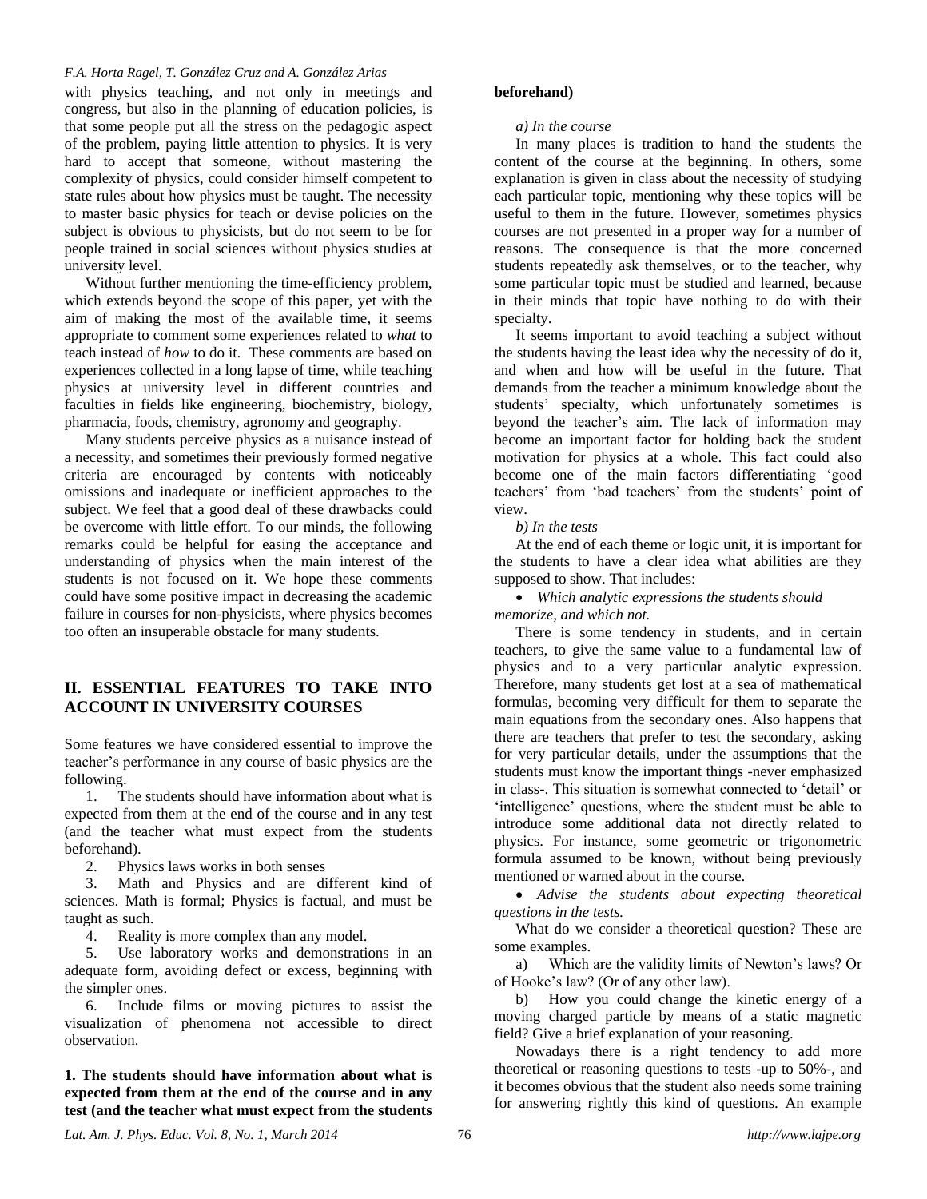with physics teaching, and not only in meetings and congress, but also in the planning of education policies, is that some people put all the stress on the pedagogic aspect of the problem, paying little attention to physics. It is very hard to accept that someone, without mastering the complexity of physics, could consider himself competent to state rules about how physics must be taught. The necessity to master basic physics for teach or devise policies on the subject is obvious to physicists, but do not seem to be for people trained in social sciences without physics studies at university level.

Without further mentioning the time-efficiency problem, which extends beyond the scope of this paper, yet with the aim of making the most of the available time, it seems appropriate to comment some experiences related to *what* to teach instead of *how* to do it. These comments are based on experiences collected in a long lapse of time, while teaching physics at university level in different countries and faculties in fields like engineering, biochemistry, biology, pharmacia, foods, chemistry, agronomy and geography.

Many students perceive physics as a nuisance instead of a necessity, and sometimes their previously formed negative criteria are encouraged by contents with noticeably omissions and inadequate or inefficient approaches to the subject. We feel that a good deal of these drawbacks could be overcome with little effort. To our minds, the following remarks could be helpful for easing the acceptance and understanding of physics when the main interest of the students is not focused on it. We hope these comments could have some positive impact in decreasing the academic failure in courses for non-physicists, where physics becomes too often an insuperable obstacle for many students.

## II. ESSENTIAL FEATURES TO TAKE INTO ACCOUNT IN UNIVERSITY COURSES

Some features we have considered essential to improve the teacher's performance in any course of basic physics are the following.

1. The students should have information about what is expected from them at the end of the course and in any test (and the teacher what must expect from the students beforehand).
2. Physics laws works in both senses
3. Math and Physics and are different kind of sciences. Math is formal; Physics is factual, and must be taught as such.
4. Reality is more complex than any model.
5. Use laboratory works and demonstrations in an adequate form, avoiding defect or excess, beginning with the simpler ones.
6. Include films or moving pictures to assist the visualization of phenomena not accessible to direct observation.

### 1. The students should have information about what is expected from them at the end of the course and in any test (and the teacher what must expect from the students beforehand)

*a) In the course*

In many places is tradition to hand the students the content of the course at the beginning. In others, some explanation is given in class about the necessity of studying each particular topic, mentioning why these topics will be useful to them in the future. However, sometimes physics courses are not presented in a proper way for a number of reasons. The consequence is that the more concerned students repeatedly ask themselves, or to the teacher, why some particular topic must be studied and learned, because in their minds that topic have nothing to do with their specialty.

It seems important to avoid teaching a subject without the students having the least idea why the necessity of do it, and when and how will be useful in the future. That demands from the teacher a minimum knowledge about the students' specialty, which unfortunately sometimes is beyond the teacher's aim. The lack of information may become an important factor for holding back the student motivation for physics at a whole. This fact could also become one of the main factors differentiating 'good teachers' from 'bad teachers' from the students' point of view.

*b) In the tests*

At the end of each theme or logic unit, it is important for the students to have a clear idea what abilities are they supposed to show. That includes:

- *Which analytic expressions the students should memorize, and which not.*

There is some tendency in students, and in certain teachers, to give the same value to a fundamental law of physics and to a very particular analytic expression. Therefore, many students get lost at a sea of mathematical formulas, becoming very difficult for them to separate the main equations from the secondary ones. Also happens that there are teachers that prefer to test the secondary, asking for very particular details, under the assumptions that the students must know the important things -never emphasized in class-. This situation is somewhat connected to 'detail' or 'intelligence' questions, where the student must be able to introduce some additional data not directly related to physics. For instance, some geometric or trigonometric formula assumed to be known, without being previously mentioned or warned about in the course.

- *Advise the students about expecting theoretical questions in the tests.*

What do we consider a theoretical question? These are some examples.

a) Which are the validity limits of Newton's laws? Or of Hooke's law? (Or of any other law).

b) How you could change the kinetic energy of a moving charged particle by means of a static magnetic field? Give a brief explanation of your reasoning.

Nowadays there is a right tendency to add more theoretical or reasoning questions to tests -up to 50%-, and it becomes obvious that the student also needs some training for answering rightly this kind of questions. An example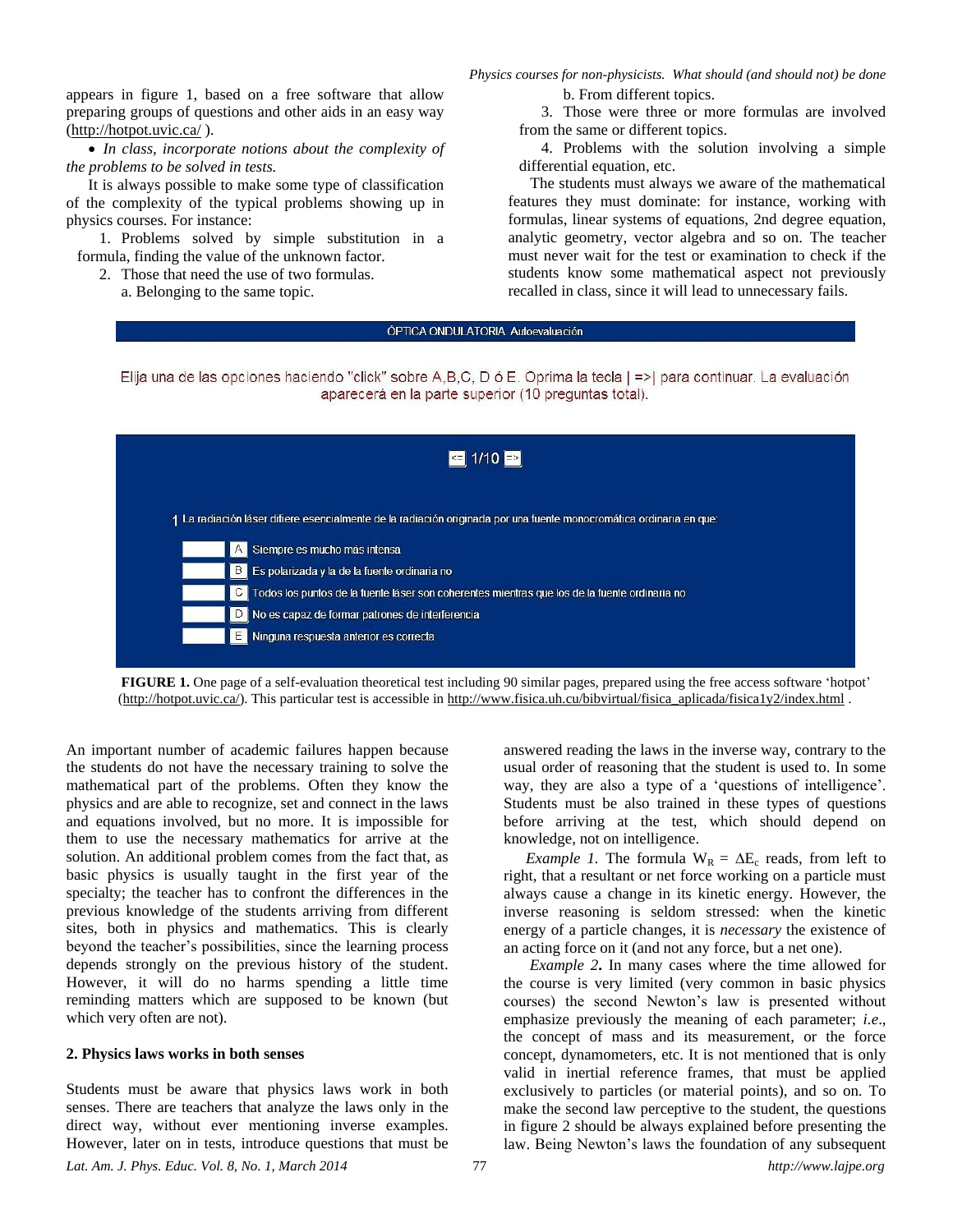appears in figure 1, based on a free software that allow preparing groups of questions and other aids in an easy way (http://hotpot.uvic.ca/ ).

- *In class, incorporate notions about the complexity of the problems to be solved in tests.*

It is always possible to make some type of classification of the complexity of the typical problems showing up in physics courses. For instance:

1. Problems solved by simple substitution in a formula, finding the value of the unknown factor.
2. Those that need the use of two formulas.
   a. Belonging to the same topic.
   b. From different topics.
3. Those were three or more formulas are involved from the same or different topics.
4. Problems with the solution involving a simple differential equation, etc.

The students must always we aware of the mathematical features they must dominate: for instance, working with formulas, linear systems of equations, 2nd degree equation, analytic geometry, vector algebra and so on. The teacher must never wait for the test or examination to check if the students know some mathematical aspect not previously recalled in class, since it will lead to unnecessary fails.

ÓPTICA ONDULATORIA Autoevaluación

Elija una de las opciones haciendo "click" sobre A,B,C, D ó E. Oprima la tecla | =>| para continuar. La evaluación aparecerá en la parte superior (10 preguntas total).

<= 1/10 =>

1 La radiación láser difiere esencialmente de la radiación originada por una fuente monocromática ordinaria en que:

A Siempre es mucho más intensa

B Es polarizada y la de la fuente ordinaria no

C Todos los puntos de la fuente láser son coherentes mientras que los de la fuente ordinaria no

D No es capaz de formar patrones de interferencia

E Ninguna respuesta anterior es correcta

**FIGURE 1.** One page of a self-evaluation theoretical test including 90 similar pages, prepared using the free access software ‘hotpot’ (http://hotpot.uvic.ca/). This particular test is accessible in http://www.fisica.uh.cu/bibvirtual/fisica_aplicada/fisica1y2/index.html .

An important number of academic failures happen because the students do not have the necessary training to solve the mathematical part of the problems. Often they know the physics and are able to recognize, set and connect in the laws and equations involved, but no more. It is impossible for them to use the necessary mathematics for arrive at the solution. An additional problem comes from the fact that, as basic physics is usually taught in the first year of the specialty; the teacher has to confront the differences in the previous knowledge of the students arriving from different sites, both in physics and mathematics. This is clearly beyond the teacher’s possibilities, since the learning process depends strongly on the previous history of the student. However, it will do no harms spending a little time reminding matters which are supposed to be known (but which very often are not).

## 2. Physics laws works in both senses

Students must be aware that physics laws work in both senses. There are teachers that analyze the laws only in the direct way, without ever mentioning inverse examples. However, later on in tests, introduce questions that must be answered reading the laws in the inverse way, contrary to the usual order of reasoning that the student is used to. In some way, they are also a type of ‘questions of intelligence’. Students must be also trained in these types of questions before arriving at the test, which should depend on knowledge, not on intelligence.

*Example 1.* The formula $W_R = \Delta E_c$ reads, from left to right, that a resultant or net force working on a particle must always cause a change in its kinetic energy. However, the inverse reasoning is seldom stressed: when the kinetic energy of a particle changes, it is *necessary* the existence of an acting force on it (and not any force, but a net one).

*Example 2***.** In many cases where the time allowed for the course is very limited (very common in basic physics courses) the second Newton’s law is presented without emphasize previously the meaning of each parameter; *i.e*., the concept of mass and its measurement, or the force concept, dynamometers, etc. It is not mentioned that is only valid in inertial reference frames, that must be applied exclusively to particles (or material points), and so on. To make the second law perceptive to the student, the questions in figure 2 should be always explained before presenting the law. Being Newton’s laws the foundation of any subsequent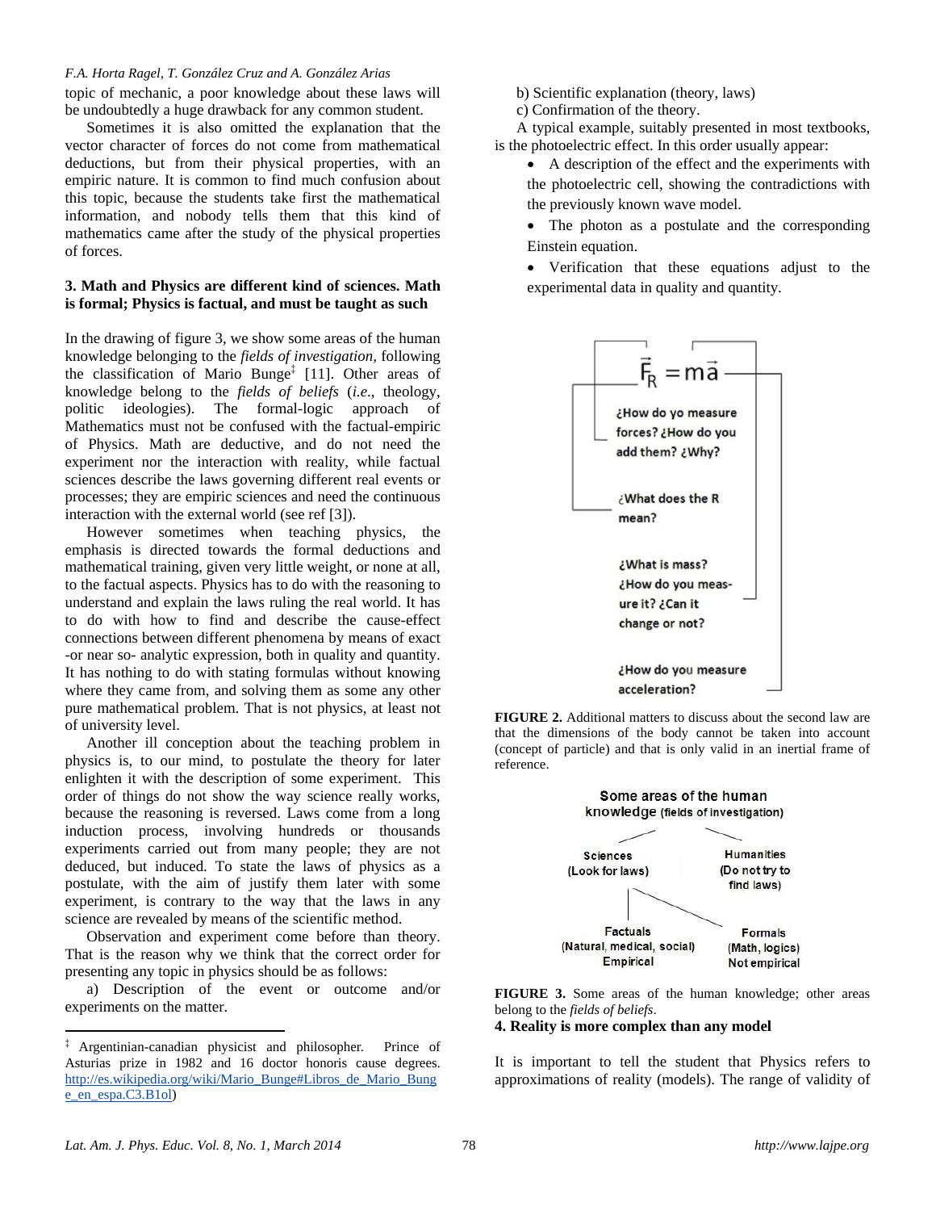topic of mechanic, a poor knowledge about these laws will be undoubtedly a huge drawback for any common student.

Sometimes it is also omitted the explanation that the vector character of forces do not come from mathematical deductions, but from their physical properties, with an empiric nature. It is common to find much confusion about this topic, because the students take first the mathematical information, and nobody tells them that this kind of mathematics came after the study of the physical properties of forces.

### 3. Math and Physics are different kind of sciences. Math is formal; Physics is factual, and must be taught as such

In the drawing of figure 3, we show some areas of the human knowledge belonging to the *fields of investigation*, following the classification of Mario Bunge[‡] [11]. Other areas of knowledge belong to the *fields of beliefs* (*i.e*., theology, politic ideologies). The formal-logic approach of Mathematics must not be confused with the factual-empiric of Physics. Math are deductive, and do not need the experiment nor the interaction with reality, while factual sciences describe the laws governing different real events or processes; they are empiric sciences and need the continuous interaction with the external world (see ref [3]).

However sometimes when teaching physics, the emphasis is directed towards the formal deductions and mathematical training, given very little weight, or none at all, to the factual aspects. Physics has to do with the reasoning to understand and explain the laws ruling the real world. It has to do with how to find and describe the cause-effect connections between different phenomena by means of exact -or near so- analytic expression, both in quality and quantity. It has nothing to do with stating formulas without knowing where they came from, and solving them as some any other pure mathematical problem. That is not physics, at least not of university level.

Another ill conception about the teaching problem in physics is, to our mind, to postulate the theory for later enlighten it with the description of some experiment. This order of things do not show the way science really works, because the reasoning is reversed. Laws come from a long induction process, involving hundreds or thousands experiments carried out from many people; they are not deduced, but induced. To state the laws of physics as a postulate, with the aim of justify them later with some experiment, is contrary to the way that the laws in any science are revealed by means of the scientific method.

Observation and experiment come before than theory. That is the reason why we think that the correct order for presenting any topic in physics should be as follows:

a) Description of the event or outcome and/or experiments on the matter.

b) Scientific explanation (theory, laws)

c) Confirmation of the theory.

A typical example, suitably presented in most textbooks, is the photoelectric effect. In this order usually appear:

- A description of the effect and the experiments with the photoelectric cell, showing the contradictions with the previously known wave model.
- The photon as a postulate and the corresponding Einstein equation.
- Verification that these equations adjust to the experimental data in quality and quantity.

$$\vec{F}_R = m\vec{a}$$

¿How do yo measure forces? ¿How do you add them? ¿Why?

¿What does the R mean?

¿What is mass? ¿How do you measure it? ¿Can it change or not?

¿How do you measure acceleration?

**FIGURE 2.** Additional matters to discuss about the second law are that the dimensions of the body cannot be taken into account (concept of particle) and that is only valid in an inertial frame of reference.

Some areas of the human knowledge (fields of investigation)

- Sciences (Look for laws)
  - Factuals (Natural, medical, social) Empirical
  - Formals (Math, logics) Not empirical
- Humanities (Do not try to find laws)

**FIGURE 3.** Some areas of the human knowledge; other areas belong to the *fields of beliefs*.

### 4. Reality is more complex than any model

It is important to tell the student that Physics refers to approximations of reality (models). The range of validity of

---

[‡] Argentinian-canadian physicist and philosopher. Prince of Asturias prize in 1982 and 16 doctor honoris cause degrees. http://es.wikipedia.org/wiki/Mario_Bunge#Libros_de_Mario_Bunge_en_espa.C3.B1ol)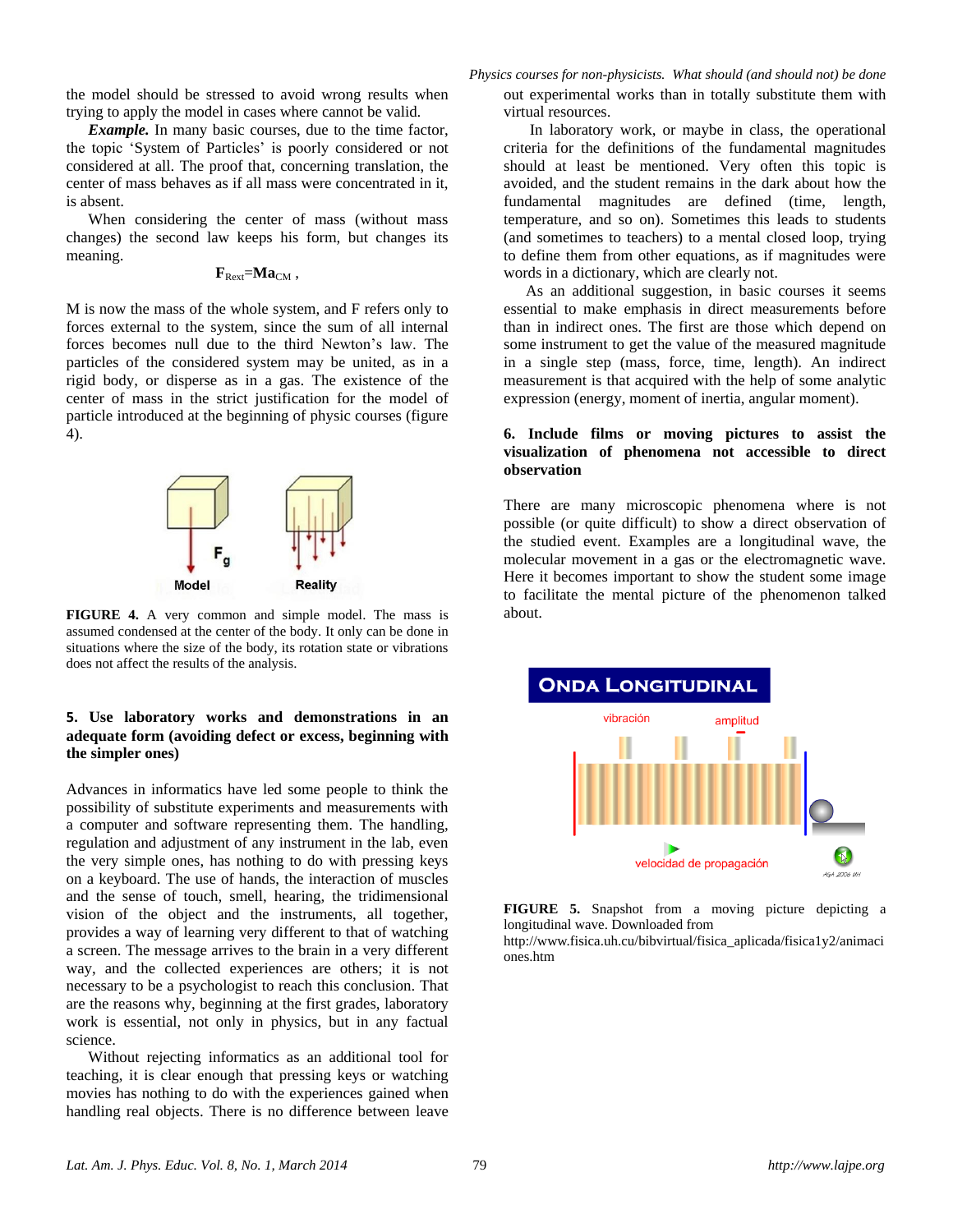the model should be stressed to avoid wrong results when trying to apply the model in cases where cannot be valid.

***Example.*** In many basic courses, due to the time factor, the topic 'System of Particles' is poorly considered or not considered at all. The proof that, concerning translation, the center of mass behaves as if all mass were concentrated in it, is absent.

When considering the center of mass (without mass changes) the second law keeps his form, but changes its meaning.

$$\mathbf{F}_{Rext}=\mathbf{Ma}_{CM} \ ,$$

M is now the mass of the whole system, and F refers only to forces external to the system, since the sum of all internal forces becomes null due to the third Newton's law. The particles of the considered system may be united, as in a rigid body, or disperse as in a gas. The existence of the center of mass in the strict justification for the model of particle introduced at the beginning of physic courses (figure 4).

**FIGURE 4.** A very common and simple model. The mass is assumed condensed at the center of the body. It only can be done in situations where the size of the body, its rotation state or vibrations does not affect the results of the analysis.

**5. Use laboratory works and demonstrations in an adequate form (avoiding defect or excess, beginning with the simpler ones)**

Advances in informatics have led some people to think the possibility of substitute experiments and measurements with a computer and software representing them. The handling, regulation and adjustment of any instrument in the lab, even the very simple ones, has nothing to do with pressing keys on a keyboard. The use of hands, the interaction of muscles and the sense of touch, smell, hearing, the tridimensional vision of the object and the instruments, all together, provides a way of learning very different to that of watching a screen. The message arrives to the brain in a very different way, and the collected experiences are others; it is not necessary to be a psychologist to reach this conclusion. That are the reasons why, beginning at the first grades, laboratory work is essential, not only in physics, but in any factual science.

Without rejecting informatics as an additional tool for teaching, it is clear enough that pressing keys or watching movies has nothing to do with the experiences gained when handling real objects. There is no difference between leave out experimental works than in totally substitute them with virtual resources.

In laboratory work, or maybe in class, the operational criteria for the definitions of the fundamental magnitudes should at least be mentioned. Very often this topic is avoided, and the student remains in the dark about how the fundamental magnitudes are defined (time, length, temperature, and so on). Sometimes this leads to students (and sometimes to teachers) to a mental closed loop, trying to define them from other equations, as if magnitudes were words in a dictionary, which are clearly not.

As an additional suggestion, in basic courses it seems essential to make emphasis in direct measurements before than in indirect ones. The first are those which depend on some instrument to get the value of the measured magnitude in a single step (mass, force, time, length). An indirect measurement is that acquired with the help of some analytic expression (energy, moment of inertia, angular moment).

**6. Include films or moving pictures to assist the visualization of phenomena not accessible to direct observation**

There are many microscopic phenomena where is not possible (or quite difficult) to show a direct observation of the studied event. Examples are a longitudinal wave, the molecular movement in a gas or the electromagnetic wave. Here it becomes important to show the student some image to facilitate the mental picture of the phenomenon talked about.

**FIGURE 5.** Snapshot from a moving picture depicting a longitudinal wave. Downloaded from http://www.fisica.uh.cu/bibvirtual/fisica_aplicada/fisica1y2/animaciones.htm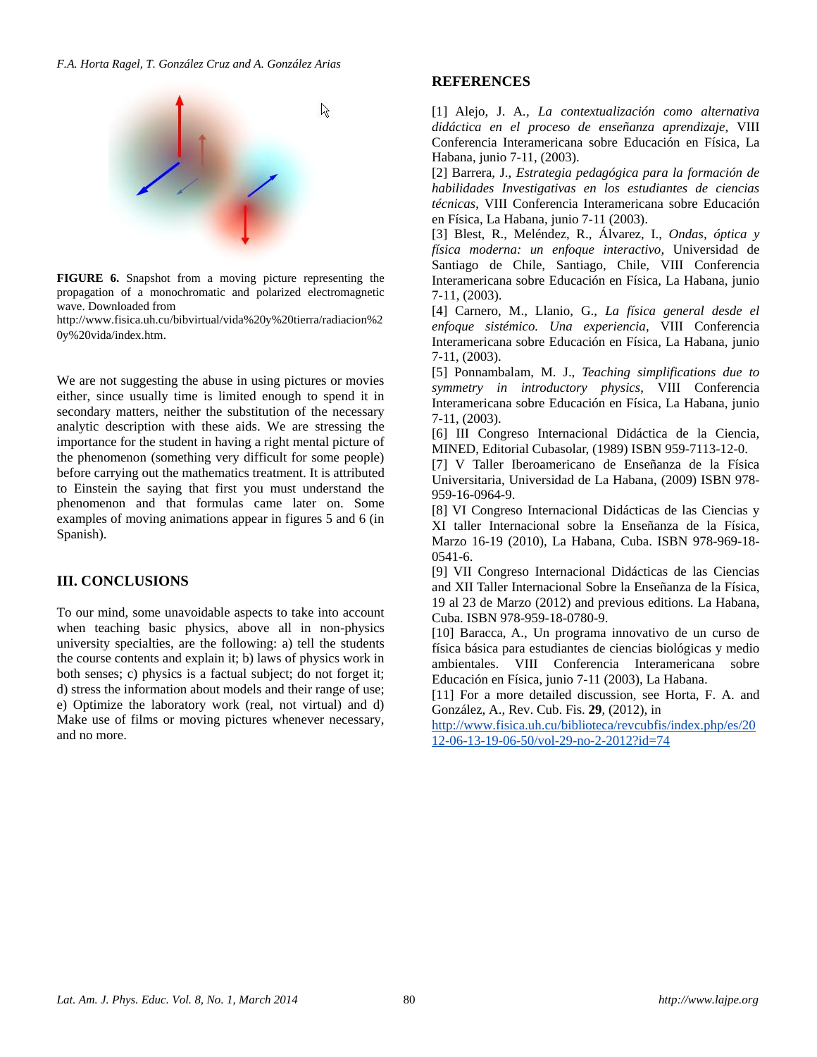**FIGURE 6.** Snapshot from a moving picture representing the propagation of a monochromatic and polarized electromagnetic wave. Downloaded from http://www.fisica.uh.cu/bibvirtual/vida%20y%20tierra/radiacion%20y%20vida/index.htm.

We are not suggesting the abuse in using pictures or movies either, since usually time is limited enough to spend it in secondary matters, neither the substitution of the necessary analytic description with these aids. We are stressing the importance for the student in having a right mental picture of the phenomenon (something very difficult for some people) before carrying out the mathematics treatment. It is attributed to Einstein the saying that first you must understand the phenomenon and that formulas came later on. Some examples of moving animations appear in figures 5 and 6 (in Spanish).

## III. CONCLUSIONS

To our mind, some unavoidable aspects to take into account when teaching basic physics, above all in non-physics university specialties, are the following: a) tell the students the course contents and explain it; b) laws of physics work in both senses; c) physics is a factual subject; do not forget it; d) stress the information about models and their range of use; e) Optimize the laboratory work (real, not virtual) and d) Make use of films or moving pictures whenever necessary, and no more.

## REFERENCES

[1] Alejo, J. A., *La contextualización como alternativa didáctica en el proceso de enseñanza aprendizaje*, VIII Conferencia Interamericana sobre Educación en Física, La Habana, junio 7-11, (2003).

[2] Barrera, J., *Estrategia pedagógica para la formación de habilidades Investigativas en los estudiantes de ciencias técnicas*, VIII Conferencia Interamericana sobre Educación en Física, La Habana, junio 7-11 (2003).

[3] Blest, R., Meléndez, R., Álvarez, I., *Ondas, óptica y física moderna: un enfoque interactivo*, Universidad de Santiago de Chile, Santiago, Chile, VIII Conferencia Interamericana sobre Educación en Física, La Habana, junio 7-11, (2003).

[4] Carnero, M., Llanio, G., *La física general desde el enfoque sistémico. Una experiencia*, VIII Conferencia Interamericana sobre Educación en Física, La Habana, junio 7-11, (2003).

[5] Ponnambalam, M. J., *Teaching simplifications due to symmetry in introductory physics*, VIII Conferencia Interamericana sobre Educación en Física, La Habana, junio 7-11, (2003).

[6] III Congreso Internacional Didáctica de la Ciencia, MINED, Editorial Cubasolar, (1989) ISBN 959-7113-12-0.

[7] V Taller Iberoamericano de Enseñanza de la Física Universitaria, Universidad de La Habana, (2009) ISBN 978-959-16-0964-9.

[8] VI Congreso Internacional Didácticas de las Ciencias y XI taller Internacional sobre la Enseñanza de la Física, Marzo 16-19 (2010), La Habana, Cuba. ISBN 978-969-18-0541-6.

[9] VII Congreso Internacional Didácticas de las Ciencias and XII Taller Internacional Sobre la Enseñanza de la Física, 19 al 23 de Marzo (2012) and previous editions. La Habana, Cuba. ISBN 978-959-18-0780-9.

[10] Baracca, A., Un programa innovativo de un curso de física básica para estudiantes de ciencias biológicas y medio ambientales. VIII Conferencia Interamericana sobre Educación en Física, junio 7-11 (2003), La Habana.

[11] For a more detailed discussion, see Horta, F. A. and González, A., Rev. Cub. Fis. **29**, (2012), in http://www.fisica.uh.cu/biblioteca/revcubfis/index.php/es/2012-06-13-19-06-50/vol-29-no-2-2012?id=74